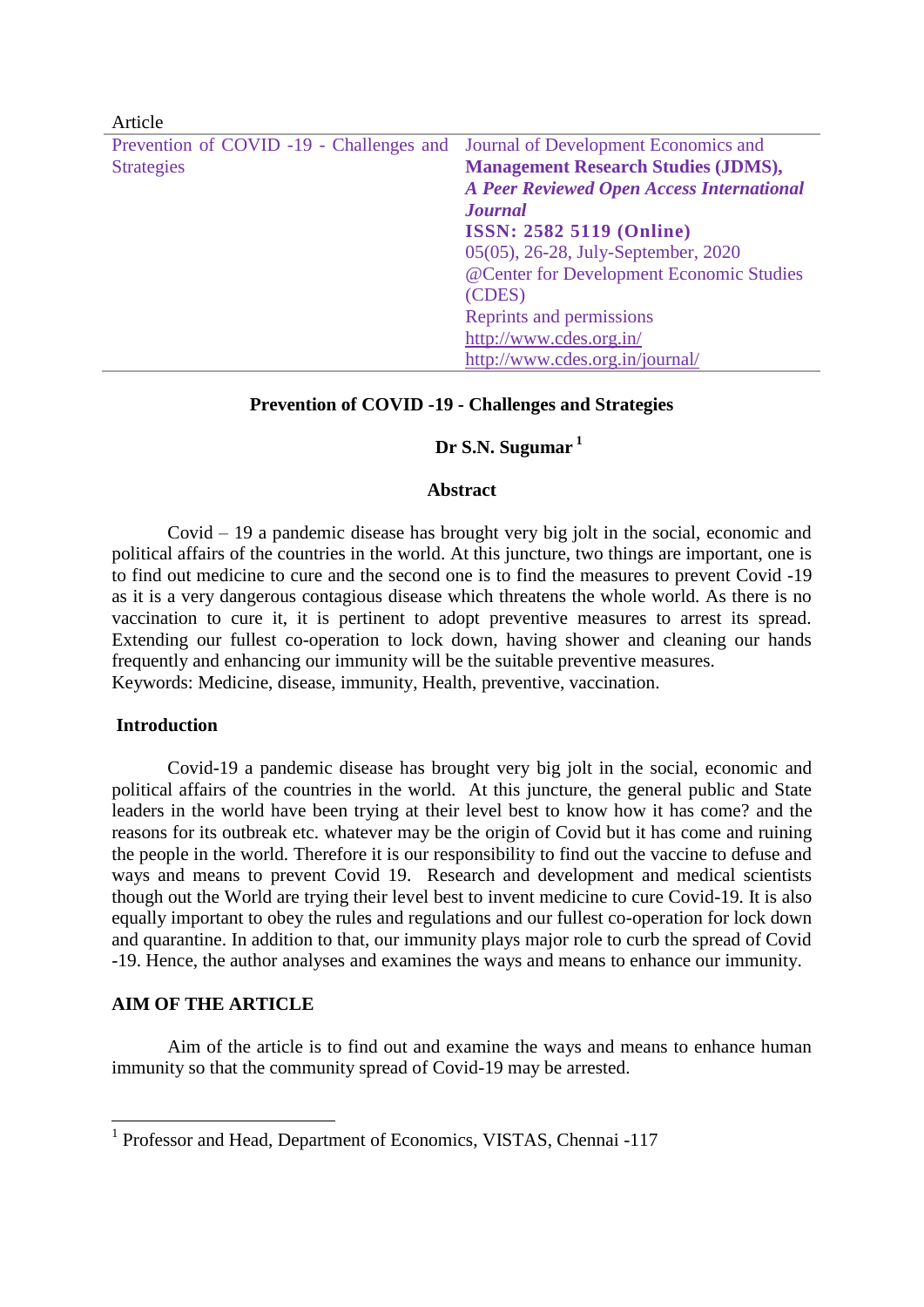Article

| Prevention of COVID -19 - Challenges and Strategies | Journal of Development Economics and **Management Research Studies (JDMS),** ***A Peer Reviewed Open Access International Journal*** **ISSN: 2582 5119 (Online)** 05(05), 26-28, July-September, 2020 @Center for Development Economic Studies (CDES) Reprints and permissions http://www.cdes.org.in/ http://www.cdes.org.in/journal/ |
|---|---|

# Prevention of COVID -19 - Challenges and Strategies

**Dr S.N. Sugumar** [1]

## Abstract

Covid – 19 a pandemic disease has brought very big jolt in the social, economic and political affairs of the countries in the world. At this juncture, two things are important, one is to find out medicine to cure and the second one is to find the measures to prevent Covid -19 as it is a very dangerous contagious disease which threatens the whole world. As there is no vaccination to cure it, it is pertinent to adopt preventive measures to arrest its spread. Extending our fullest co-operation to lock down, having shower and cleaning our hands frequently and enhancing our immunity will be the suitable preventive measures.

Keywords: Medicine, disease, immunity, Health, preventive, vaccination.

## Introduction

Covid-19 a pandemic disease has brought very big jolt in the social, economic and political affairs of the countries in the world. At this juncture, the general public and State leaders in the world have been trying at their level best to know how it has come? and the reasons for its outbreak etc. whatever may be the origin of Covid but it has come and ruining the people in the world. Therefore it is our responsibility to find out the vaccine to defuse and ways and means to prevent Covid 19. Research and development and medical scientists though out the World are trying their level best to invent medicine to cure Covid-19. It is also equally important to obey the rules and regulations and our fullest co-operation for lock down and quarantine. In addition to that, our immunity plays major role to curb the spread of Covid -19. Hence, the author analyses and examines the ways and means to enhance our immunity.

## AIM OF THE ARTICLE

Aim of the article is to find out and examine the ways and means to enhance human immunity so that the community spread of Covid-19 may be arrested.

---

[1] Professor and Head, Department of Economics, VISTAS, Chennai -117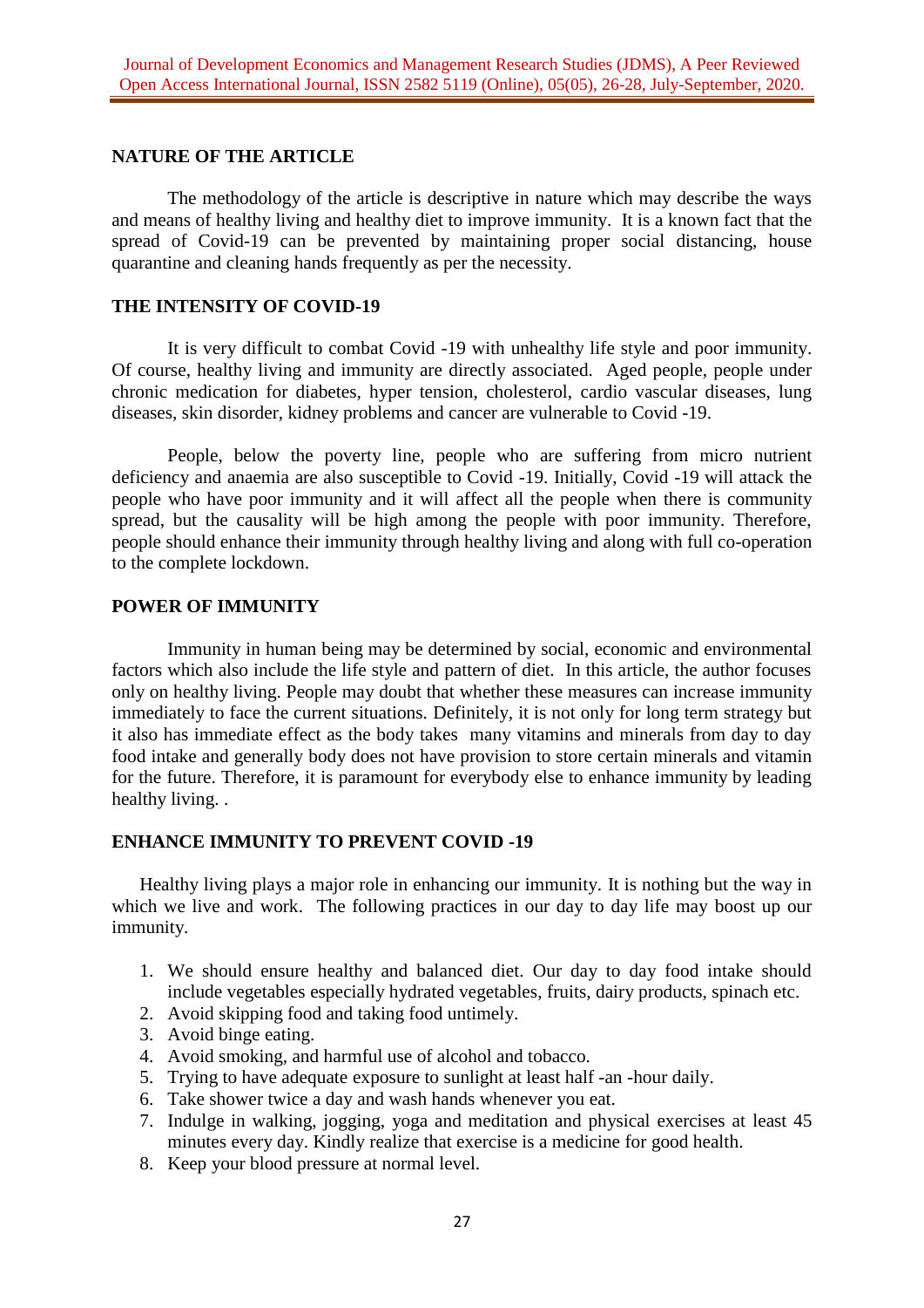## NATURE OF THE ARTICLE

The methodology of the article is descriptive in nature which may describe the ways and means of healthy living and healthy diet to improve immunity. It is a known fact that the spread of Covid-19 can be prevented by maintaining proper social distancing, house quarantine and cleaning hands frequently as per the necessity.

## THE INTENSITY OF COVID-19

It is very difficult to combat Covid -19 with unhealthy life style and poor immunity. Of course, healthy living and immunity are directly associated. Aged people, people under chronic medication for diabetes, hyper tension, cholesterol, cardio vascular diseases, lung diseases, skin disorder, kidney problems and cancer are vulnerable to Covid -19.

People, below the poverty line, people who are suffering from micro nutrient deficiency and anaemia are also susceptible to Covid -19. Initially, Covid -19 will attack the people who have poor immunity and it will affect all the people when there is community spread, but the causality will be high among the people with poor immunity. Therefore, people should enhance their immunity through healthy living and along with full co-operation to the complete lockdown.

## POWER OF IMMUNITY

Immunity in human being may be determined by social, economic and environmental factors which also include the life style and pattern of diet. In this article, the author focuses only on healthy living. People may doubt that whether these measures can increase immunity immediately to face the current situations. Definitely, it is not only for long term strategy but it also has immediate effect as the body takes many vitamins and minerals from day to day food intake and generally body does not have provision to store certain minerals and vitamin for the future. Therefore, it is paramount for everybody else to enhance immunity by leading healthy living. .

## ENHANCE IMMUNITY TO PREVENT COVID -19

Healthy living plays a major role in enhancing our immunity. It is nothing but the way in which we live and work. The following practices in our day to day life may boost up our immunity.

1. We should ensure healthy and balanced diet. Our day to day food intake should include vegetables especially hydrated vegetables, fruits, dairy products, spinach etc.
2. Avoid skipping food and taking food untimely.
3. Avoid binge eating.
4. Avoid smoking, and harmful use of alcohol and tobacco.
5. Trying to have adequate exposure to sunlight at least half -an -hour daily.
6. Take shower twice a day and wash hands whenever you eat.
7. Indulge in walking, jogging, yoga and meditation and physical exercises at least 45 minutes every day. Kindly realize that exercise is a medicine for good health.
8. Keep your blood pressure at normal level.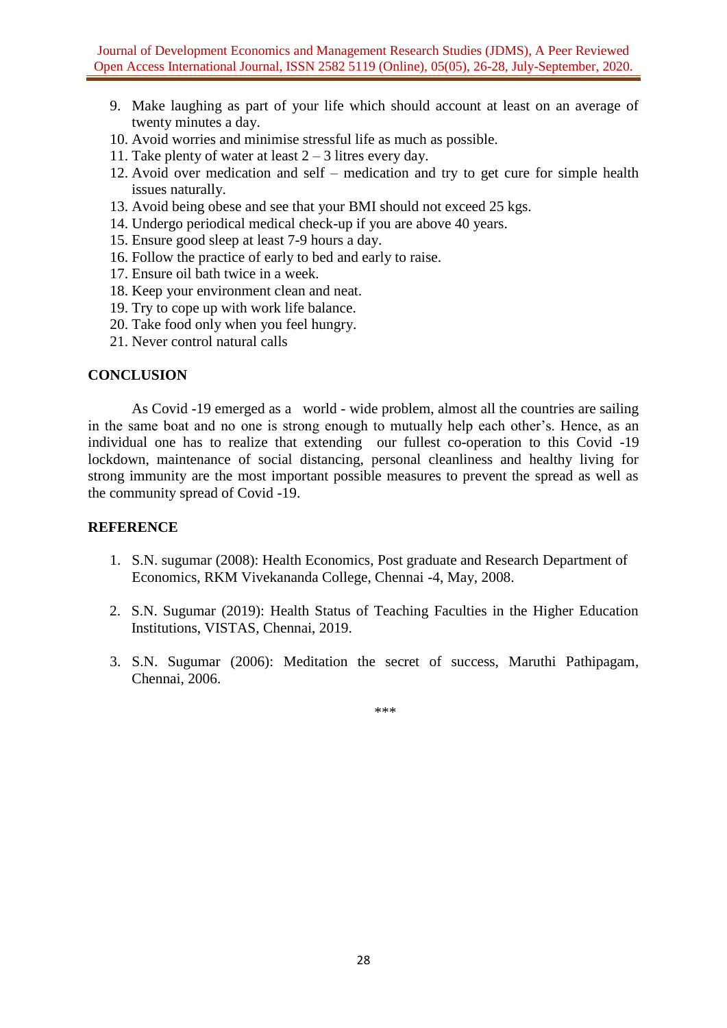9. Make laughing as part of your life which should account at least on an average of twenty minutes a day.
10. Avoid worries and minimise stressful life as much as possible.
11. Take plenty of water at least 2 – 3 litres every day.
12. Avoid over medication and self – medication and try to get cure for simple health issues naturally.
13. Avoid being obese and see that your BMI should not exceed 25 kgs.
14. Undergo periodical medical check-up if you are above 40 years.
15. Ensure good sleep at least 7-9 hours a day.
16. Follow the practice of early to bed and early to raise.
17. Ensure oil bath twice in a week.
18. Keep your environment clean and neat.
19. Try to cope up with work life balance.
20. Take food only when you feel hungry.
21. Never control natural calls

## CONCLUSION

As Covid -19 emerged as a world - wide problem, almost all the countries are sailing in the same boat and no one is strong enough to mutually help each other's. Hence, as an individual one has to realize that extending our fullest co-operation to this Covid -19 lockdown, maintenance of social distancing, personal cleanliness and healthy living for strong immunity are the most important possible measures to prevent the spread as well as the community spread of Covid -19.

## REFERENCE

1. S.N. sugumar (2008): Health Economics, Post graduate and Research Department of Economics, RKM Vivekananda College, Chennai -4, May, 2008.

2. S.N. Sugumar (2019): Health Status of Teaching Faculties in the Higher Education Institutions, VISTAS, Chennai, 2019.

3. S.N. Sugumar (2006): Meditation the secret of success, Maruthi Pathipagam, Chennai, 2006.

***